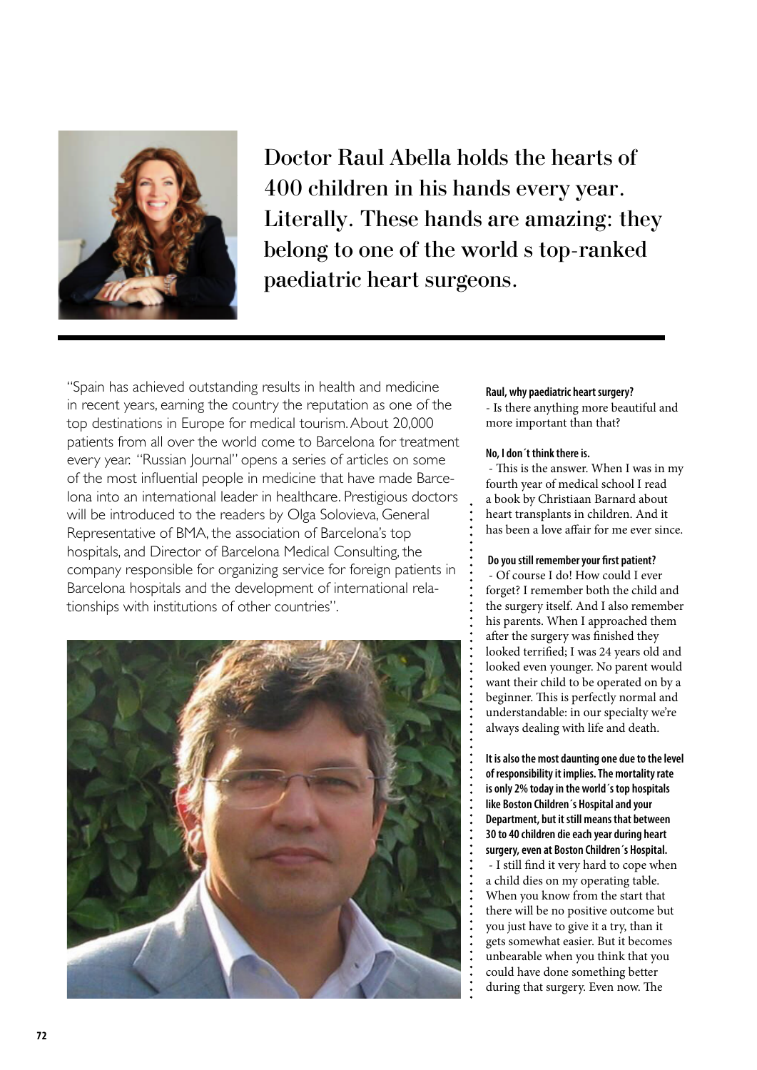# Doctor Raul Abella holds the hearts of 400 children in his hands every year. Literally. These hands are amazing: they belong to one of the world s top-ranked paediatric heart surgeons.

"Spain has achieved outstanding results in health and medicine in recent years, earning the country the reputation as one of the top destinations in Europe for medical tourism. About 20,000 patients from all over the world come to Barcelona for treatment every year. "Russian Journal" opens a series of articles on some of the most influential people in medicine that have made Barcelona into an international leader in healthcare. Prestigious doctors will be introduced to the readers by Olga Solovieva, General Representative of BMA, the association of Barcelona's top hospitals, and Director of Barcelona Medical Consulting, the company responsible for organizing service for foreign patients in Barcelona hospitals and the development of international relationships with institutions of other countries".

**Raul, why paediatric heart surgery?**

- Is there anything more beautiful and more important than that?

**No, I don´t think there is.**

- This is the answer. When I was in my fourth year of medical school I read a book by Christiaan Barnard about heart transplants in children. And it has been a love affair for me ever since.

**Do you still remember your first patient?**

- Of course I do! How could I ever forget? I remember both the child and the surgery itself. And I also remember his parents. When I approached them after the surgery was finished they looked terrified; I was 24 years old and looked even younger. No parent would want their child to be operated on by a beginner. This is perfectly normal and understandable: in our specialty we're always dealing with life and death.

**It is also the most daunting one due to the level of responsibility it implies. The mortality rate is only 2% today in the world´s top hospitals like Boston Children´s Hospital and your Department, but it still means that between 30 to 40 children die each year during heart surgery, even at Boston Children´s Hospital.**

- I still find it very hard to cope when a child dies on my operating table. When you know from the start that there will be no positive outcome but you just have to give it a try, than it gets somewhat easier. But it becomes unbearable when you think that you could have done something better during that surgery. Even now. The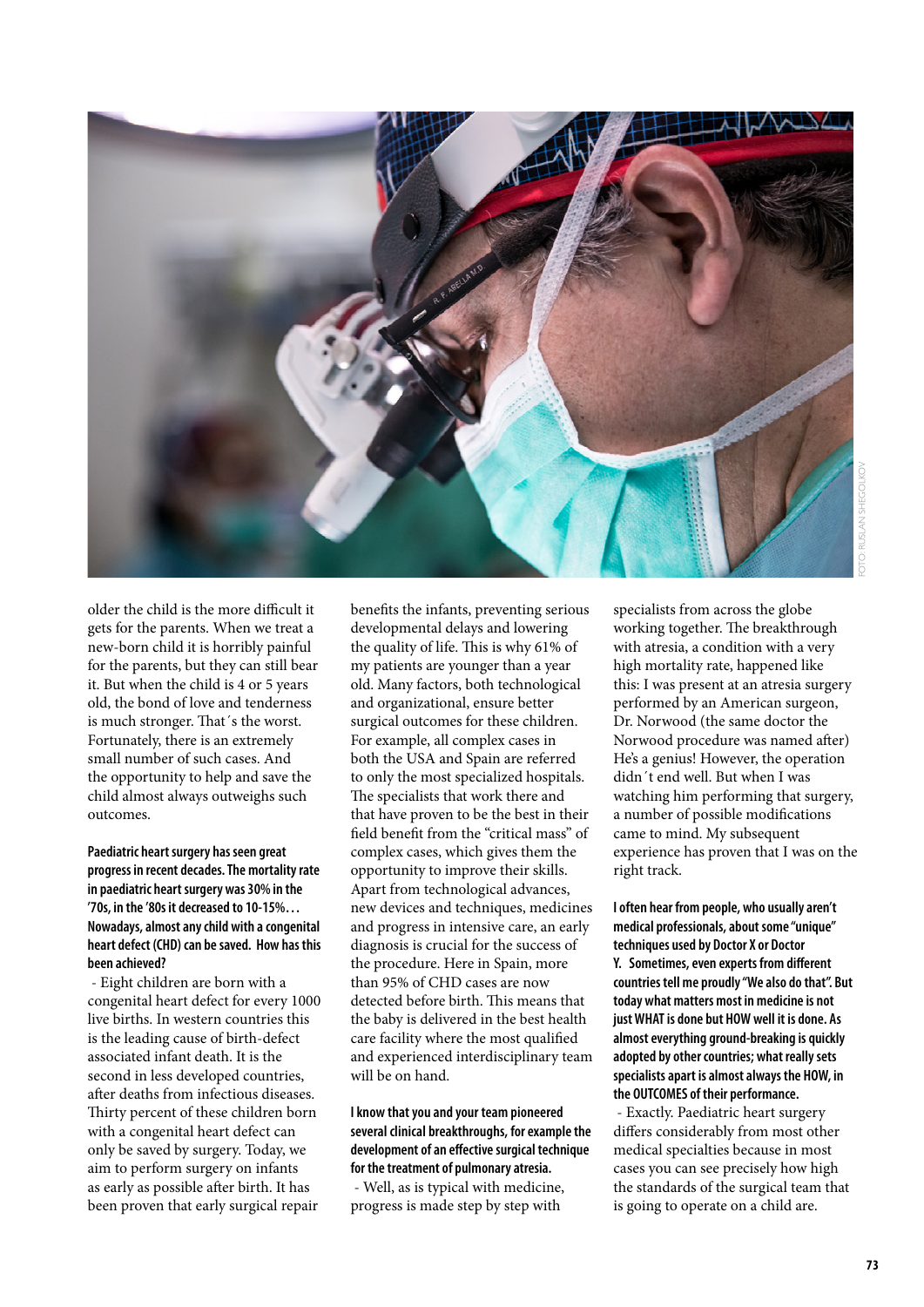older the child is the more difficult it gets for the parents. When we treat a new-born child it is horribly painful for the parents, but they can still bear it. But when the child is 4 or 5 years old, the bond of love and tenderness is much stronger. That´s the worst. Fortunately, there is an extremely small number of such cases. And the opportunity to help and save the child almost always outweighs such outcomes.

**Paediatric heart surgery has seen great progress in recent decades. The mortality rate in paediatric heart surgery was 30% in the '70s, in the '80s it decreased to 10-15%… Nowadays, almost any child with a congenital heart defect (CHD) can be saved. How has this been achieved?**

- Eight children are born with a congenital heart defect for every 1000 live births. In western countries this is the leading cause of birth-defect associated infant death. It is the second in less developed countries, after deaths from infectious diseases. Thirty percent of these children born with a congenital heart defect can only be saved by surgery. Today, we aim to perform surgery on infants as early as possible after birth. It has been proven that early surgical repair benefits the infants, preventing serious developmental delays and lowering the quality of life. This is why 61% of my patients are younger than a year old. Many factors, both technological and organizational, ensure better surgical outcomes for these children. For example, all complex cases in both the USA and Spain are referred to only the most specialized hospitals. The specialists that work there and that have proven to be the best in their field benefit from the "critical mass" of complex cases, which gives them the opportunity to improve their skills. Apart from technological advances, new devices and techniques, medicines and progress in intensive care, an early diagnosis is crucial for the success of the procedure. Here in Spain, more than 95% of CHD cases are now detected before birth. This means that the baby is delivered in the best health care facility where the most qualified and experienced interdisciplinary team will be on hand.

**I know that you and your team pioneered several clinical breakthroughs, for example the development of an effective surgical technique for the treatment of pulmonary atresia.**

- Well, as is typical with medicine, progress is made step by step with specialists from across the globe working together. The breakthrough with atresia, a condition with a very high mortality rate, happened like this: I was present at an atresia surgery performed by an American surgeon, Dr. Norwood (the same doctor the Norwood procedure was named after) He's a genius! However, the operation didn´t end well. But when I was watching him performing that surgery, a number of possible modifications came to mind. My subsequent experience has proven that I was on the right track.

**I often hear from people, who usually aren't medical professionals, about some "unique" techniques used by Doctor X or Doctor Y. Sometimes, even experts from different countries tell me proudly "We also do that". But today what matters most in medicine is not just WHAT is done but HOW well it is done. As almost everything ground-breaking is quickly adopted by other countries; what really sets specialists apart is almost always the HOW, in the OUTCOMES of their performance.**

- Exactly. Paediatric heart surgery differs considerably from most other medical specialties because in most cases you can see precisely how high the standards of the surgical team that is going to operate on a child are.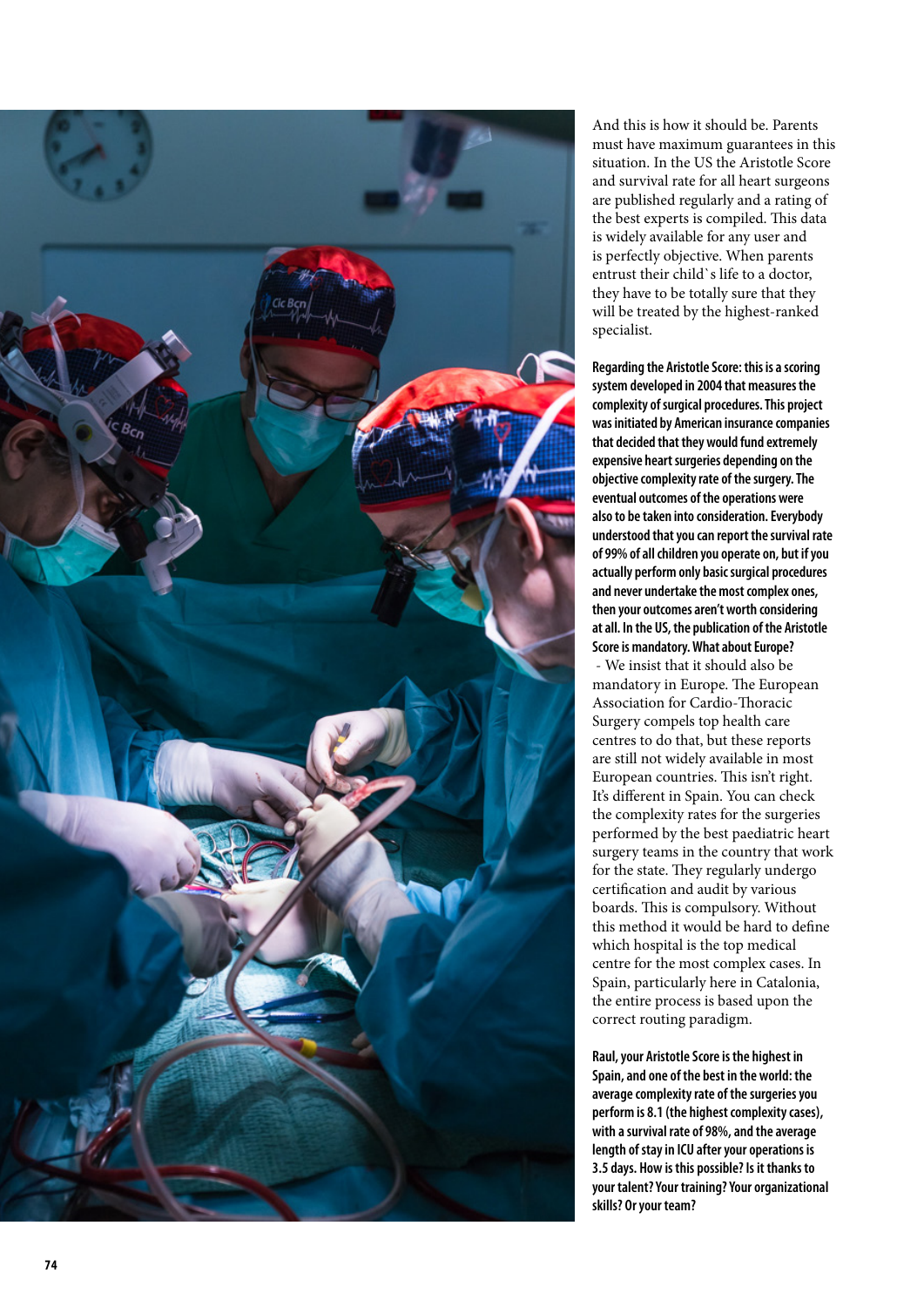And this is how it should be. Parents must have maximum guarantees in this situation. In the US the Aristotle Score and survival rate for all heart surgeons are published regularly and a rating of the best experts is compiled. This data is widely available for any user and is perfectly objective. When parents entrust their child`s life to a doctor, they have to be totally sure that they will be treated by the highest-ranked specialist.

**Regarding the Aristotle Score: this is a scoring system developed in 2004 that measures the complexity of surgical procedures. This project was initiated by American insurance companies that decided that they would fund extremely expensive heart surgeries depending on the objective complexity rate of the surgery. The eventual outcomes of the operations were also to be taken into consideration. Everybody understood that you can report the survival rate of 99% of all children you operate on, but if you actually perform only basic surgical procedures and never undertake the most complex ones, then your outcomes aren't worth considering at all. In the US, the publication of the Aristotle Score is mandatory. What about Europe?**

- We insist that it should also be mandatory in Europe. The European Association for Cardio-Thoracic Surgery compels top health care centres to do that, but these reports are still not widely available in most European countries. This isn't right. It's different in Spain. You can check the complexity rates for the surgeries performed by the best paediatric heart surgery teams in the country that work for the state. They regularly undergo certification and audit by various boards. This is compulsory. Without this method it would be hard to define which hospital is the top medical centre for the most complex cases. In Spain, particularly here in Catalonia, the entire process is based upon the correct routing paradigm.

**Raul, your Aristotle Score is the highest in Spain, and one of the best in the world: the average complexity rate of the surgeries you perform is 8.1 (the highest complexity cases), with a survival rate of 98%, and the average length of stay in ICU after your operations is 3.5 days. How is this possible? Is it thanks to your talent? Your training? Your organizational skills? Or your team?**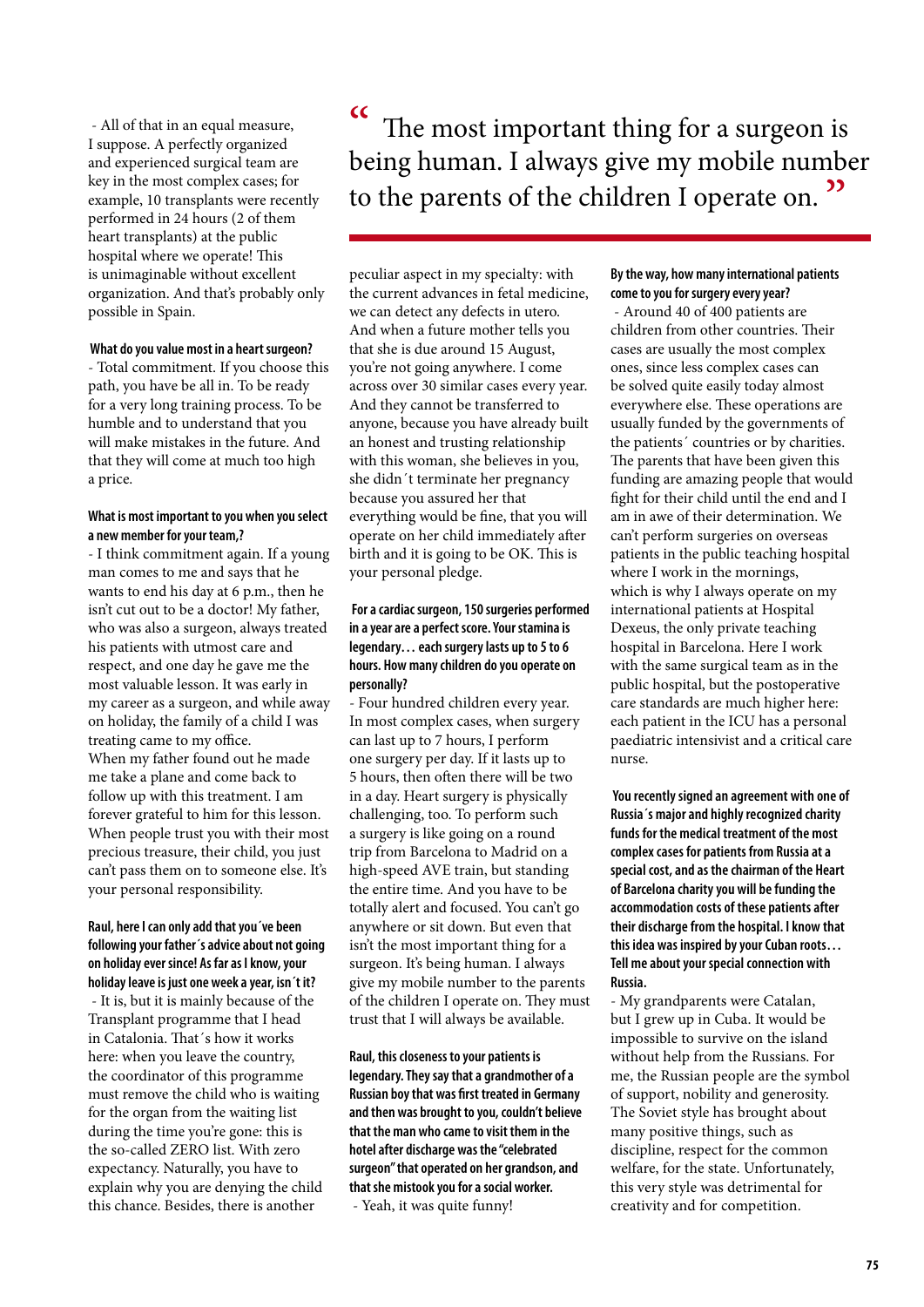- All of that in an equal measure, I suppose. A perfectly organized and experienced surgical team are key in the most complex cases; for example, 10 transplants were recently performed in 24 hours (2 of them heart transplants) at the public hospital where we operate! This is unimaginable without excellent organization. And that's probably only possible in Spain.

**What do you value most in a heart surgeon?**

- Total commitment. If you choose this path, you have be all in. To be ready for a very long training process. To be humble and to understand that you will make mistakes in the future. And that they will come at much too high a price.

**What is most important to you when you select a new member for your team,?**

- I think commitment again. If a young man comes to me and says that he wants to end his day at 6 p.m., then he isn't cut out to be a doctor! My father, who was also a surgeon, always treated his patients with utmost care and respect, and one day he gave me the most valuable lesson. It was early in my career as a surgeon, and while away on holiday, the family of a child I was treating came to my office. When my father found out he made me take a plane and come back to follow up with this treatment. I am forever grateful to him for this lesson. When people trust you with their most precious treasure, their child, you just can't pass them on to someone else. It's your personal responsibility.

**Raul, here I can only add that you´ve been following your father´s advice about not going on holiday ever since! As far as I know, your holiday leave is just one week a year, isn´t it?**

- It is, but it is mainly because of the Transplant programme that I head in Catalonia. That´s how it works here: when you leave the country, the coordinator of this programme must remove the child who is waiting for the organ from the waiting list during the time you're gone: this is the so-called ZERO list. With zero expectancy. Naturally, you have to explain why you are denying the child this chance. Besides, there is another peculiar aspect in my specialty: with the current advances in fetal medicine, we can detect any defects in utero. And when a future mother tells you that she is due around 15 August, you're not going anywhere. I come across over 30 similar cases every year. And they cannot be transferred to anyone, because you have already built an honest and trusting relationship with this woman, she believes in you, she didn´t terminate her pregnancy because you assured her that everything would be fine, that you will operate on her child immediately after birth and it is going to be OK. This is your personal pledge.

> “The most important thing for a surgeon is being human. I always give my mobile number to the parents of the children I operate on.”

**For a cardiac surgeon, 150 surgeries performed in a year are a perfect score. Your stamina is legendary… each surgery lasts up to 5 to 6 hours. How many children do you operate on personally?**

- Four hundred children every year. In most complex cases, when surgery can last up to 7 hours, I perform one surgery per day. If it lasts up to 5 hours, then often there will be two in a day. Heart surgery is physically challenging, too. To perform such a surgery is like going on a round trip from Barcelona to Madrid on a high-speed AVE train, but standing the entire time. And you have to be totally alert and focused. You can't go anywhere or sit down. But even that isn't the most important thing for a surgeon. It's being human. I always give my mobile number to the parents of the children I operate on. They must trust that I will always be available.

**Raul, this closeness to your patients is legendary. They say that a grandmother of a Russian boy that was first treated in Germany and then was brought to you, couldn't believe that the man who came to visit them in the hotel after discharge was the "celebrated surgeon" that operated on her grandson, and that she mistook you for a social worker.**

- Yeah, it was quite funny!

**By the way, how many international patients come to you for surgery every year?**

- Around 40 of 400 patients are children from other countries. Their cases are usually the most complex ones, since less complex cases can be solved quite easily today almost everywhere else. These operations are usually funded by the governments of the patients´ countries or by charities. The parents that have been given this funding are amazing people that would fight for their child until the end and I am in awe of their determination. We can't perform surgeries on overseas patients in the public teaching hospital where I work in the mornings, which is why I always operate on my international patients at Hospital Dexeus, the only private teaching hospital in Barcelona. Here I work with the same surgical team as in the public hospital, but the postoperative care standards are much higher here: each patient in the ICU has a personal paediatric intensivist and a critical care nurse.

**You recently signed an agreement with one of Russia´s major and highly recognized charity funds for the medical treatment of the most complex cases for patients from Russia at a special cost, and as the chairman of the Heart of Barcelona charity you will be funding the accommodation costs of these patients after their discharge from the hospital. I know that this idea was inspired by your Cuban roots… Tell me about your special connection with Russia.**

- My grandparents were Catalan, but I grew up in Cuba. It would be impossible to survive on the island without help from the Russians. For me, the Russian people are the symbol of support, nobility and generosity. The Soviet style has brought about many positive things, such as discipline, respect for the common welfare, for the state. Unfortunately, this very style was detrimental for creativity and for competition.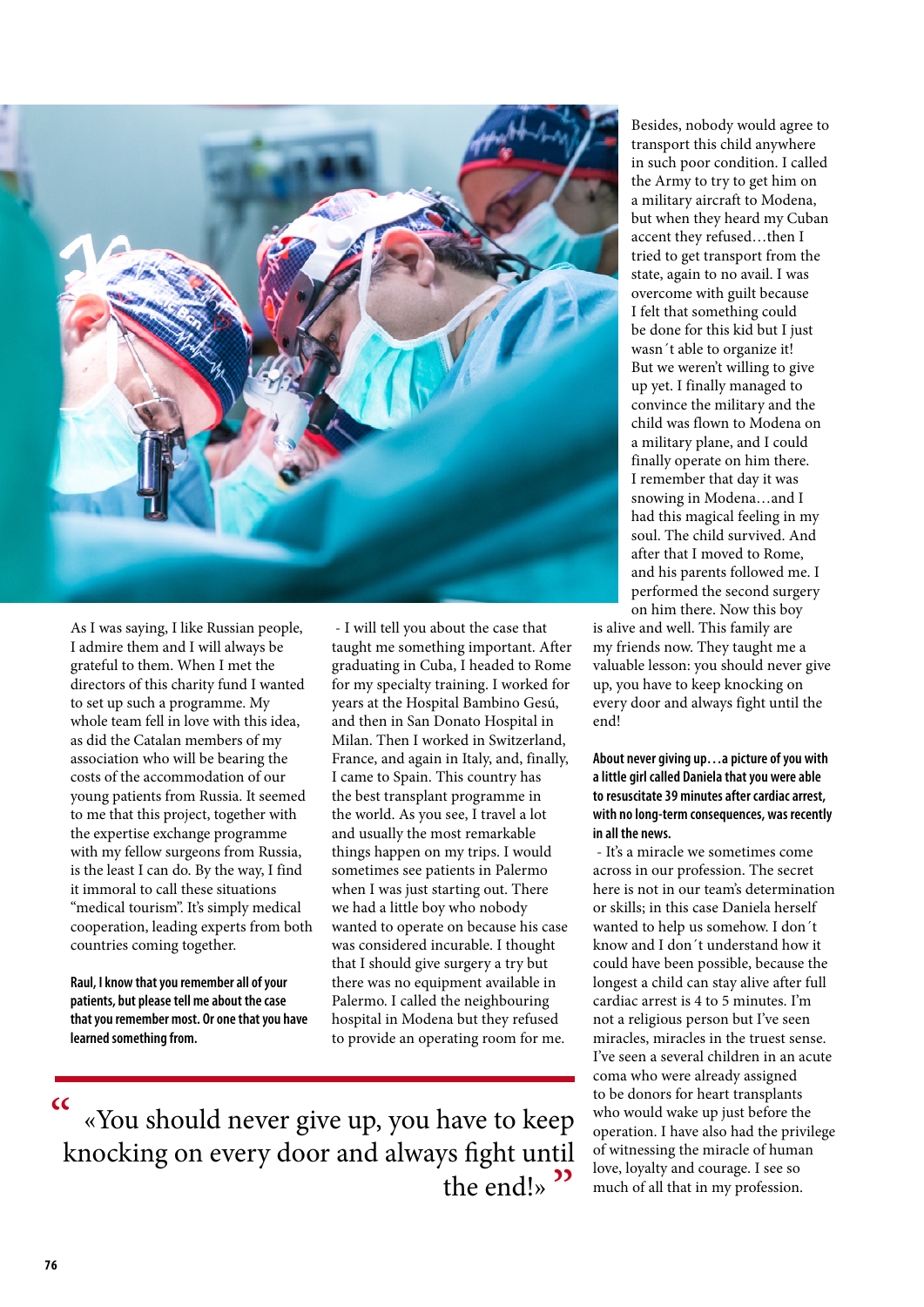As I was saying, I like Russian people, I admire them and I will always be grateful to them. When I met the directors of this charity fund I wanted to set up such a programme. My whole team fell in love with this idea, as did the Catalan members of my association who will be bearing the costs of the accommodation of our young patients from Russia. It seemed to me that this project, together with the expertise exchange programme with my fellow surgeons from Russia, is the least I can do. By the way, I find it immoral to call these situations "medical tourism". It's simply medical cooperation, leading experts from both countries coming together.

**Raul, I know that you remember all of your patients, but please tell me about the case that you remember most. Or one that you have learned something from.**

- I will tell you about the case that taught me something important. After graduating in Cuba, I headed to Rome for my specialty training. I worked for years at the Hospital Bambino Gesú, and then in San Donato Hospital in Milan. Then I worked in Switzerland, France, and again in Italy, and, finally, I came to Spain. This country has the best transplant programme in the world. As you see, I travel a lot and usually the most remarkable things happen on my trips. I would sometimes see patients in Palermo when I was just starting out. There we had a little boy who nobody wanted to operate on because his case was considered incurable. I thought that I should give surgery a try but there was no equipment available in Palermo. I called the neighbouring hospital in Modena but they refused to provide an operating room for me. Besides, nobody would agree to transport this child anywhere in such poor condition. I called the Army to try to get him on a military aircraft to Modena, but when they heard my Cuban accent they refused…then I tried to get transport from the state, again to no avail. I was overcome with guilt because I felt that something could be done for this kid but I just wasn´t able to organize it! But we weren't willing to give up yet. I finally managed to convince the military and the child was flown to Modena on a military plane, and I could finally operate on him there. I remember that day it was snowing in Modena…and I had this magical feeling in my soul. The child survived. And after that I moved to Rome, and his parents followed me. I performed the second surgery on him there. Now this boy is alive and well. This family are my friends now. They taught me a valuable lesson: you should never give up, you have to keep knocking on every door and always fight until the end!

> «You should never give up, you have to keep knocking on every door and always fight until the end!»

**About never giving up…a picture of you with a little girl called Daniela that you were able to resuscitate 39 minutes after cardiac arrest, with no long-term consequences, was recently in all the news.**

- It's a miracle we sometimes come across in our profession. The secret here is not in our team's determination or skills; in this case Daniela herself wanted to help us somehow. I don´t know and I don´t understand how it could have been possible, because the longest a child can stay alive after full cardiac arrest is 4 to 5 minutes. I'm not a religious person but I've seen miracles, miracles in the truest sense. I've seen a several children in an acute coma who were already assigned to be donors for heart transplants who would wake up just before the operation. I have also had the privilege of witnessing the miracle of human love, loyalty and courage. I see so much of all that in my profession.